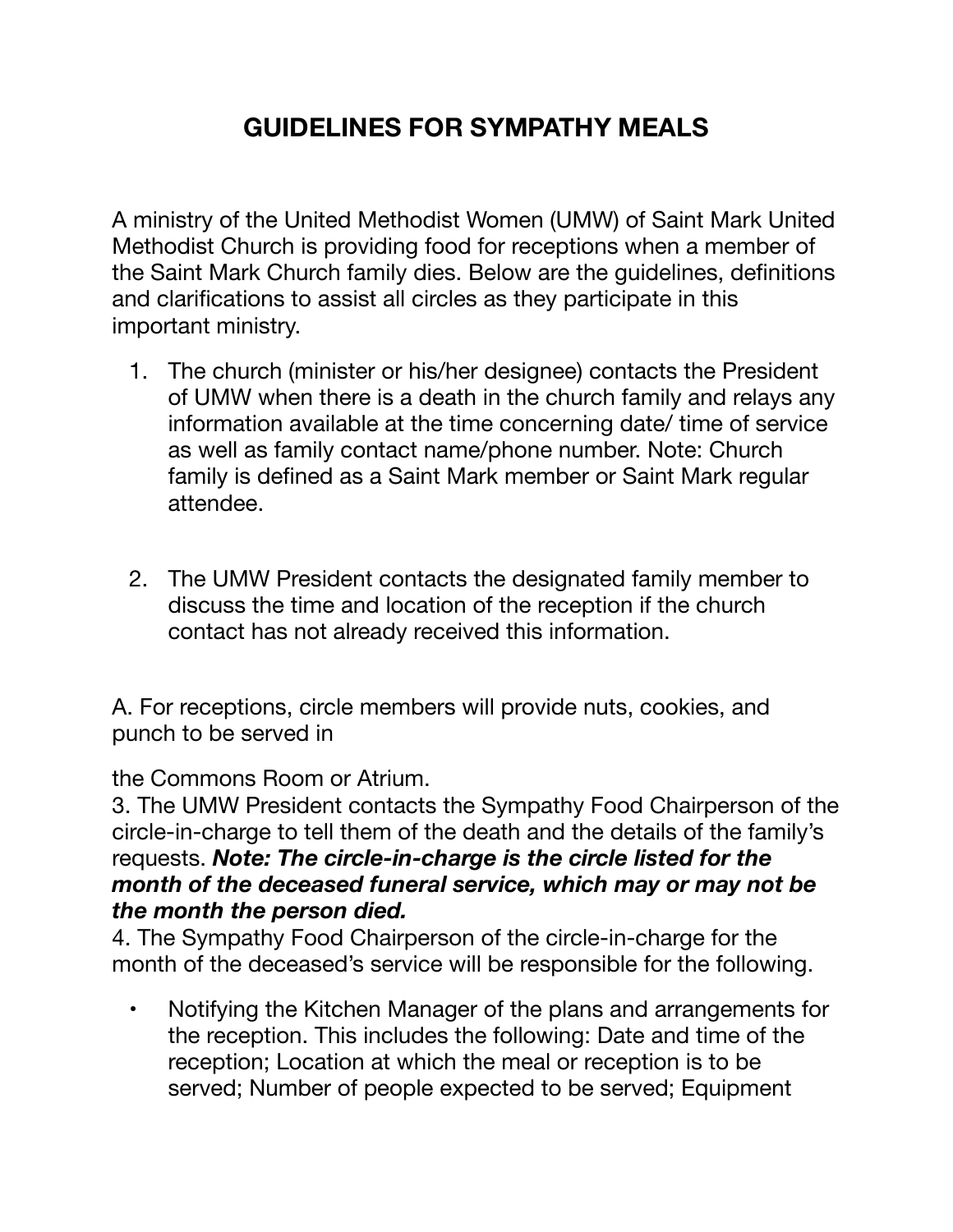# GUIDELINES FOR SYMPATHY MEALS

A ministry of the United Methodist Women (UMW) of Saint Mark United Methodist Church is providing food for receptions when a member of the Saint Mark Church family dies. Below are the guidelines, definitions and clarifications to assist all circles as they participate in this important ministry.

1. The church (minister or his/her designee) contacts the President of UMW when there is a death in the church family and relays any information available at the time concerning date/ time of service as well as family contact name/phone number. Note: Church family is defined as a Saint Mark member or Saint Mark regular attendee.

2. The UMW President contacts the designated family member to discuss the time and location of the reception if the church contact has not already received this information.

A. For receptions, circle members will provide nuts, cookies, and punch to be served in

the Commons Room or Atrium.

3. The UMW President contacts the Sympathy Food Chairperson of the circle-in-charge to tell them of the death and the details of the family's requests. ***Note: The circle-in-charge is the circle listed for the month of the deceased funeral service, which may or may not be the month the person died.***

4. The Sympathy Food Chairperson of the circle-in-charge for the month of the deceased's service will be responsible for the following.

- Notifying the Kitchen Manager of the plans and arrangements for the reception. This includes the following: Date and time of the reception; Location at which the meal or reception is to be served; Number of people expected to be served; Equipment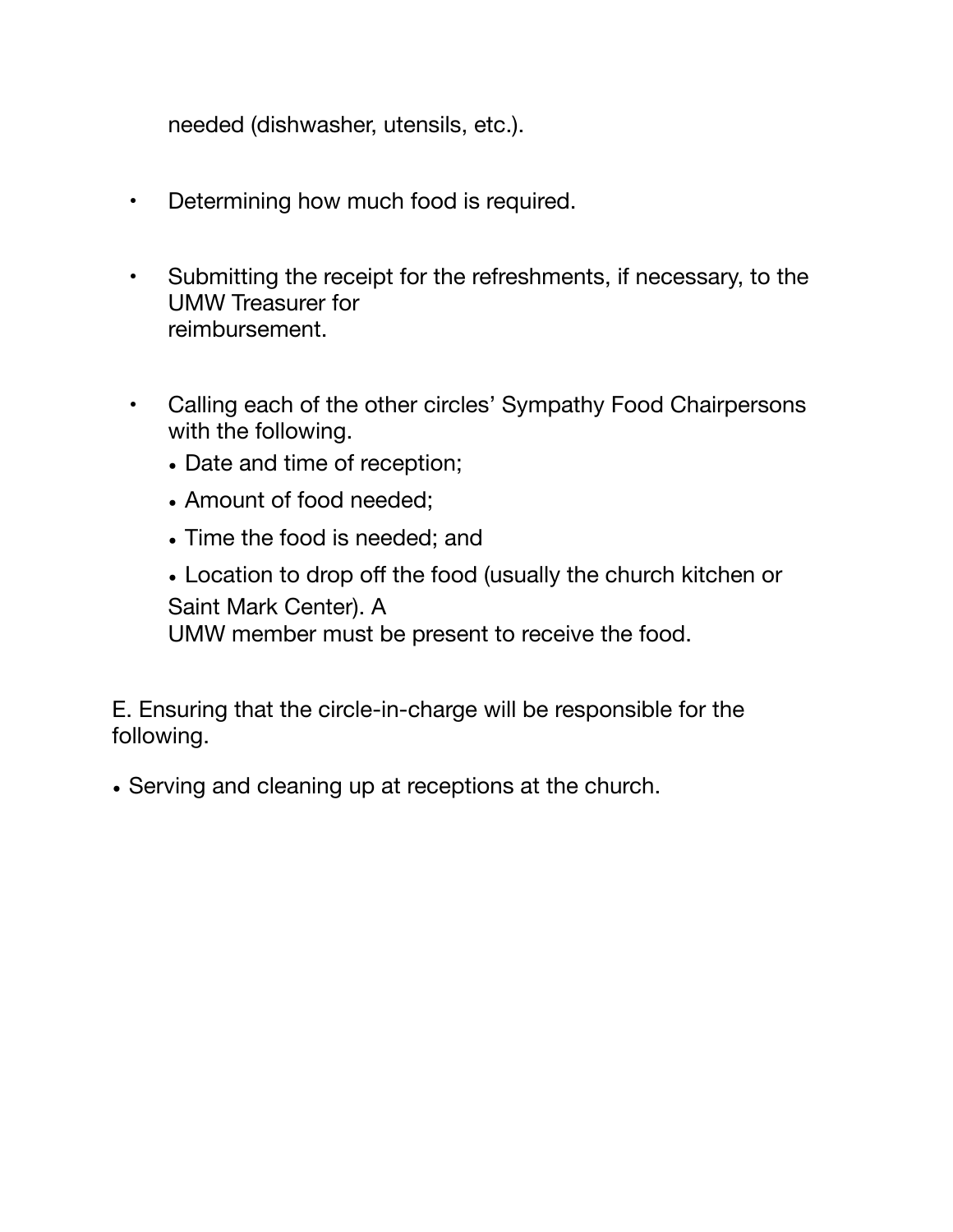needed (dishwasher, utensils, etc.).

- Determining how much food is required.

- Submitting the receipt for the refreshments, if necessary, to the UMW Treasurer for reimbursement.

- Calling each of the other circles' Sympathy Food Chairpersons with the following.
  - Date and time of reception;
  - Amount of food needed;
  - Time the food is needed; and
  - Location to drop off the food (usually the church kitchen or Saint Mark Center). A UMW member must be present to receive the food.

E. Ensuring that the circle-in-charge will be responsible for the following.

- Serving and cleaning up at receptions at the church.